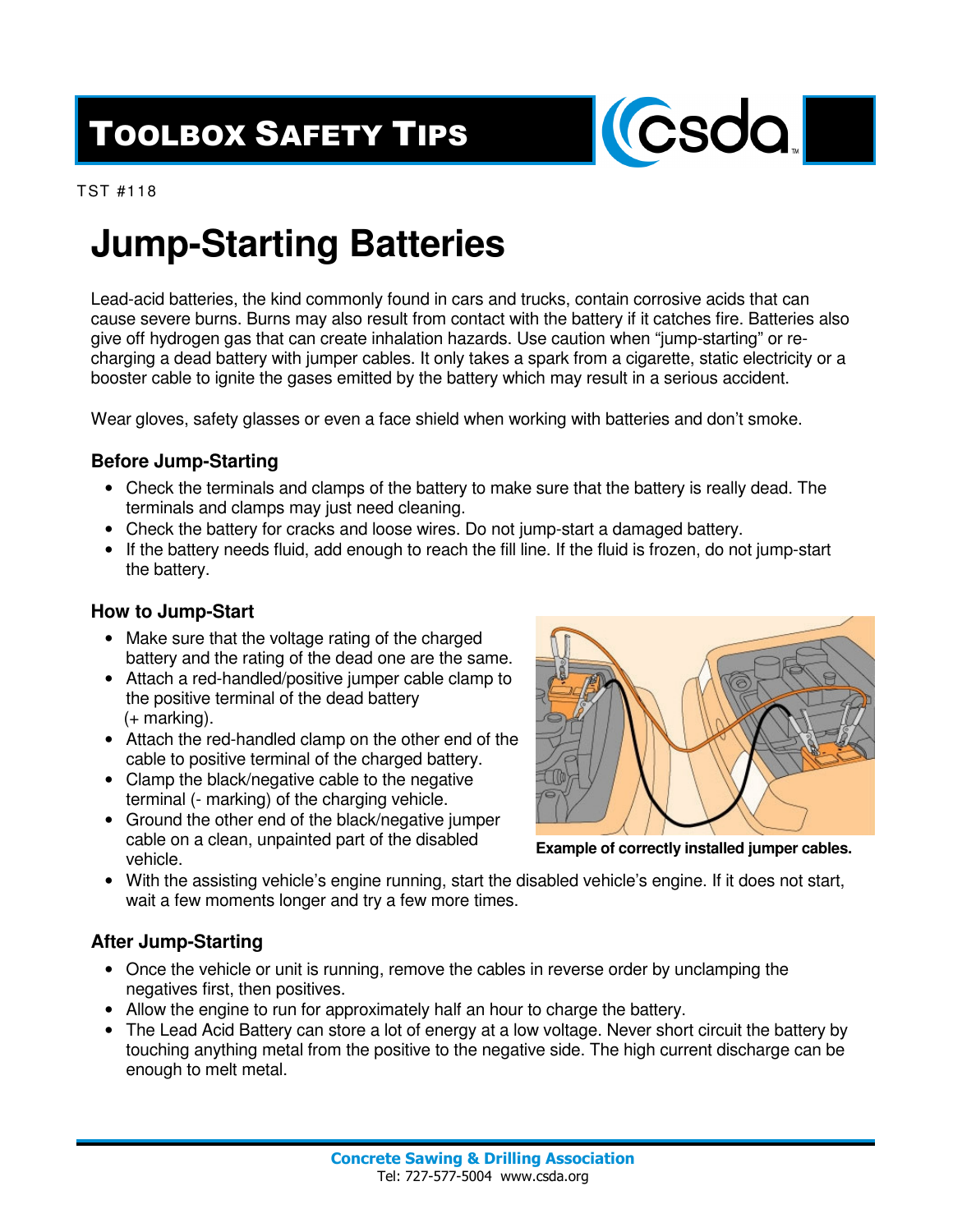# TOOLBOX SAFETY TIPS

TST #118

# Jump-Starting Batteries

Lead-acid batteries, the kind commonly found in cars and trucks, contain corrosive acids that can cause severe burns. Burns may also result from contact with the battery if it catches fire. Batteries also give off hydrogen gas that can create inhalation hazards. Use caution when “jump-starting” or re-charging a dead battery with jumper cables. It only takes a spark from a cigarette, static electricity or a booster cable to ignite the gases emitted by the battery which may result in a serious accident.

Wear gloves, safety glasses or even a face shield when working with batteries and don’t smoke.

### Before Jump-Starting

- Check the terminals and clamps of the battery to make sure that the battery is really dead. The terminals and clamps may just need cleaning.
- Check the battery for cracks and loose wires. Do not jump-start a damaged battery.
- If the battery needs fluid, add enough to reach the fill line. If the fluid is frozen, do not jump-start the battery.

### How to Jump-Start

- Make sure that the voltage rating of the charged battery and the rating of the dead one are the same.
- Attach a red-handled/positive jumper cable clamp to the positive terminal of the dead battery (+ marking).
- Attach the red-handled clamp on the other end of the cable to positive terminal of the charged battery.
- Clamp the black/negative cable to the negative terminal (- marking) of the charging vehicle.
- Ground the other end of the black/negative jumper cable on a clean, unpainted part of the disabled vehicle.
- With the assisting vehicle’s engine running, start the disabled vehicle’s engine. If it does not start, wait a few moments longer and try a few more times.

**Example of correctly installed jumper cables.**

### After Jump-Starting

- Once the vehicle or unit is running, remove the cables in reverse order by unclamping the negatives first, then positives.
- Allow the engine to run for approximately half an hour to charge the battery.
- The Lead Acid Battery can store a lot of energy at a low voltage. Never short circuit the battery by touching anything metal from the positive to the negative side. The high current discharge can be enough to melt metal.

**Concrete Sawing & Drilling Association**
Tel: 727-577-5004 www.csda.org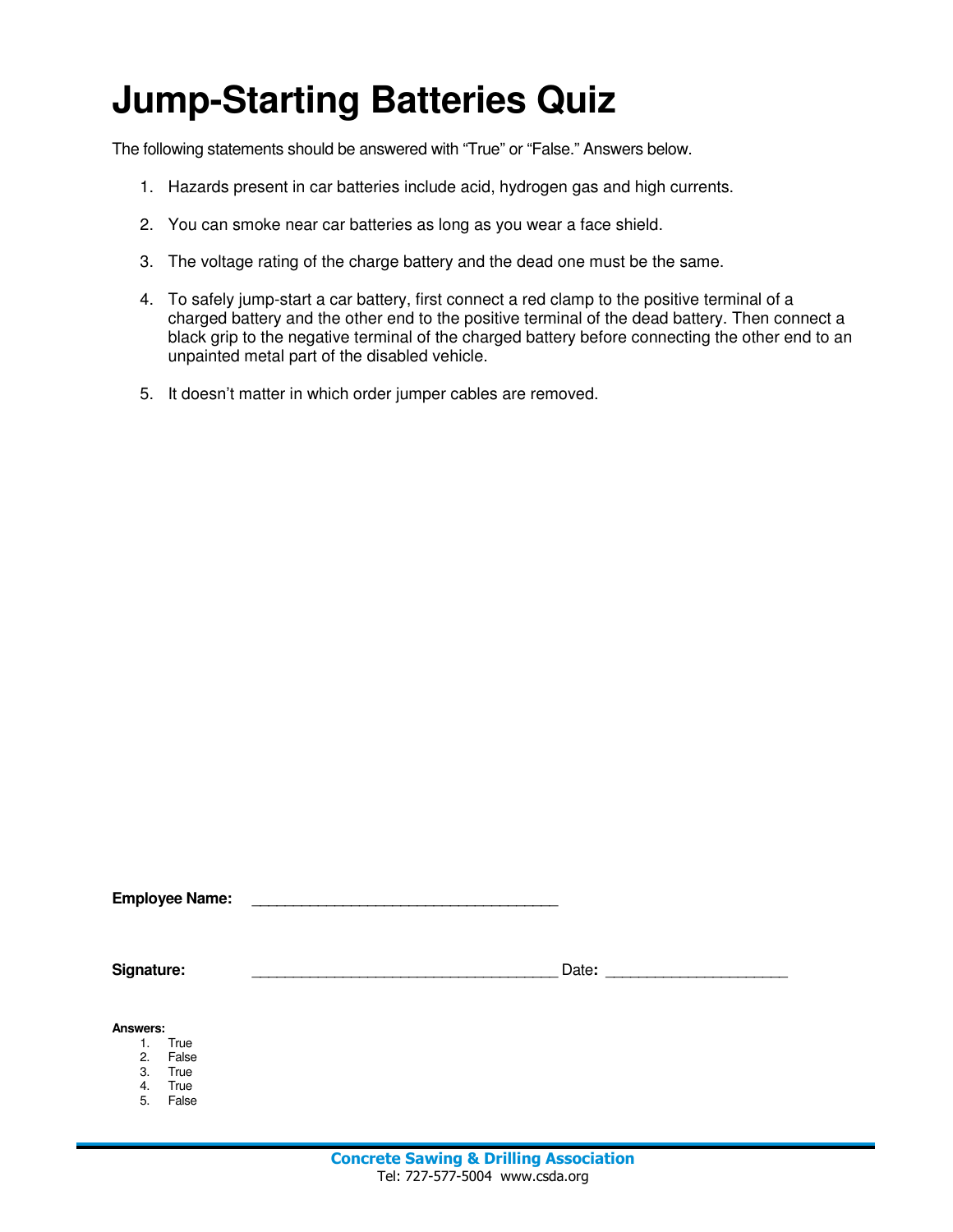# Jump-Starting Batteries Quiz

The following statements should be answered with "True" or "False." Answers below.

1. Hazards present in car batteries include acid, hydrogen gas and high currents.
2. You can smoke near car batteries as long as you wear a face shield.
3. The voltage rating of the charge battery and the dead one must be the same.
4. To safely jump-start a car battery, first connect a red clamp to the positive terminal of a charged battery and the other end to the positive terminal of the dead battery. Then connect a black grip to the negative terminal of the charged battery before connecting the other end to an unpainted metal part of the disabled vehicle.
5. It doesn't matter in which order jumper cables are removed.

**Employee Name:** ___________________________________

**Signature:** ___________________________________ Date**:** ____________________

**Answers:**

1. True
2. False
3. True
4. True
5. False

**Concrete Sawing & Drilling Association**
Tel: 727-577-5004 www.csda.org